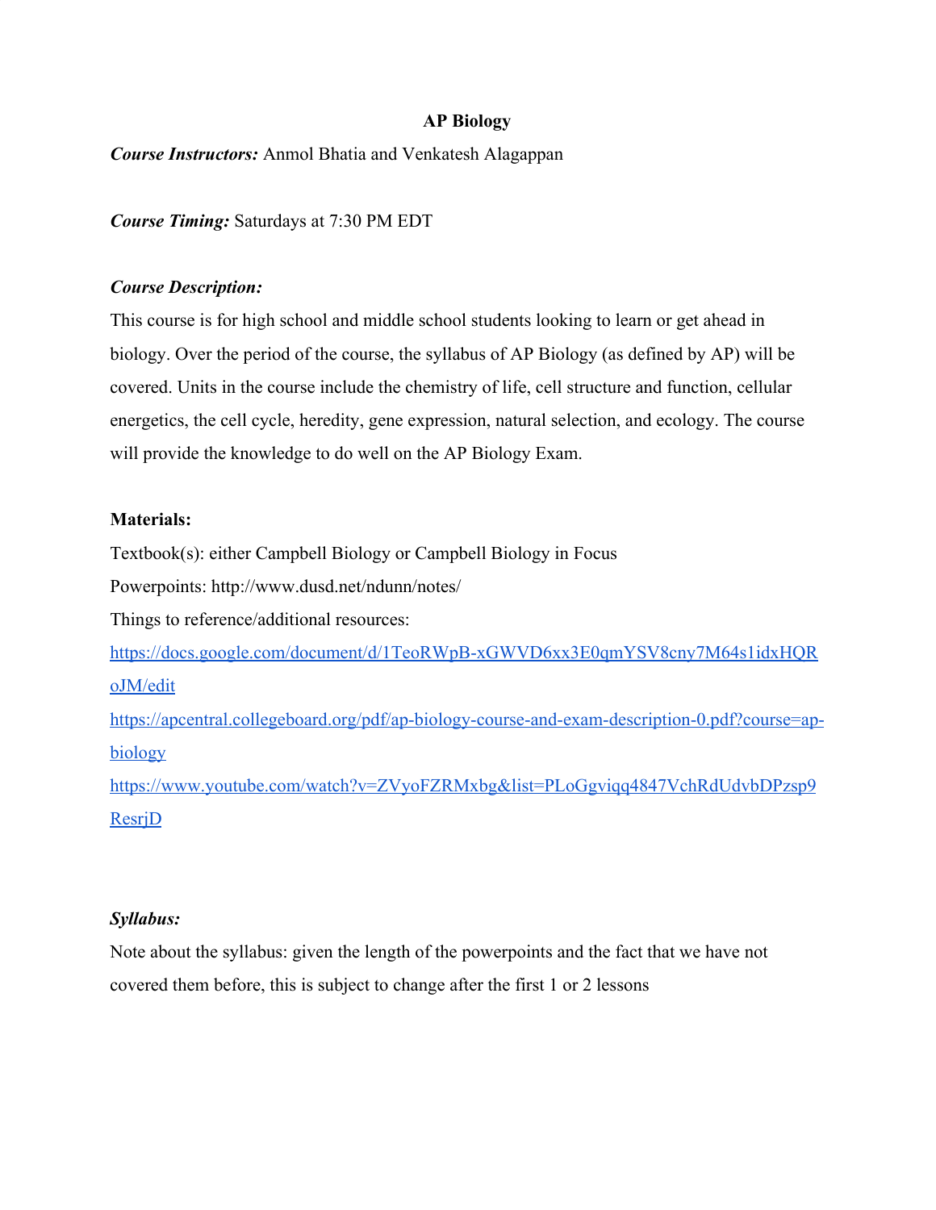# AP Biology

***Course Instructors:*** Anmol Bhatia and Venkatesh Alagappan

***Course Timing:*** Saturdays at 7:30 PM EDT

***Course Description:***

This course is for high school and middle school students looking to learn or get ahead in biology. Over the period of the course, the syllabus of AP Biology (as defined by AP) will be covered. Units in the course include the chemistry of life, cell structure and function, cellular energetics, the cell cycle, heredity, gene expression, natural selection, and ecology. The course will provide the knowledge to do well on the AP Biology Exam.

**Materials:**

Textbook(s): either Campbell Biology or Campbell Biology in Focus

Powerpoints: http://www.dusd.net/ndunn/notes/

Things to reference/additional resources:

https://docs.google.com/document/d/1TeoRWpB-xGWVD6xx3E0qmYSV8cny7M64s1idxHQRoJM/edit

https://apcentral.collegeboard.org/pdf/ap-biology-course-and-exam-description-0.pdf?course=ap-biology

https://www.youtube.com/watch?v=ZVyoFZRMxbg&list=PLoGgviqq4847VchRdUdvbDPzsp9ResrjD

***Syllabus:***

Note about the syllabus: given the length of the powerpoints and the fact that we have not covered them before, this is subject to change after the first 1 or 2 lessons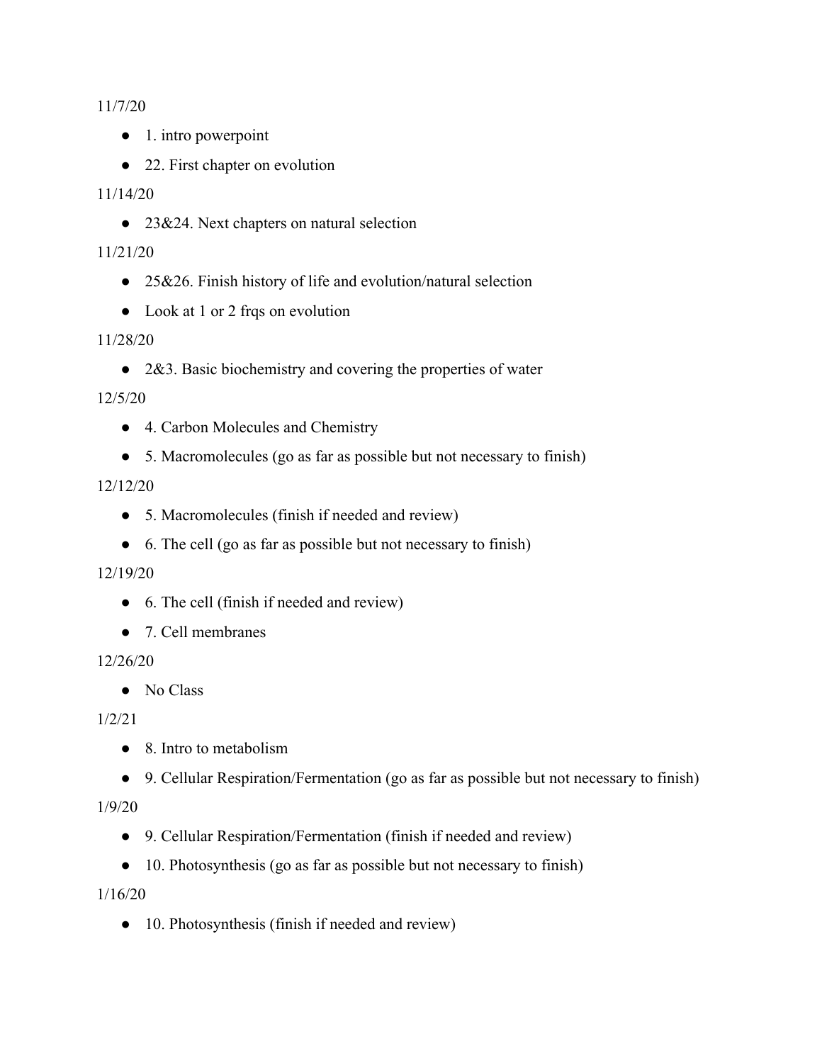11/7/20

- 1. intro powerpoint
- 22. First chapter on evolution

11/14/20

- 23&24. Next chapters on natural selection

11/21/20

- 25&26. Finish history of life and evolution/natural selection
- Look at 1 or 2 frqs on evolution

11/28/20

- 2&3. Basic biochemistry and covering the properties of water

12/5/20

- 4. Carbon Molecules and Chemistry
- 5. Macromolecules (go as far as possible but not necessary to finish)

12/12/20

- 5. Macromolecules (finish if needed and review)
- 6. The cell (go as far as possible but not necessary to finish)

12/19/20

- 6. The cell (finish if needed and review)
- 7. Cell membranes

12/26/20

- No Class

1/2/21

- 8. Intro to metabolism
- 9. Cellular Respiration/Fermentation (go as far as possible but not necessary to finish)

1/9/20

- 9. Cellular Respiration/Fermentation (finish if needed and review)
- 10. Photosynthesis (go as far as possible but not necessary to finish)

1/16/20

- 10. Photosynthesis (finish if needed and review)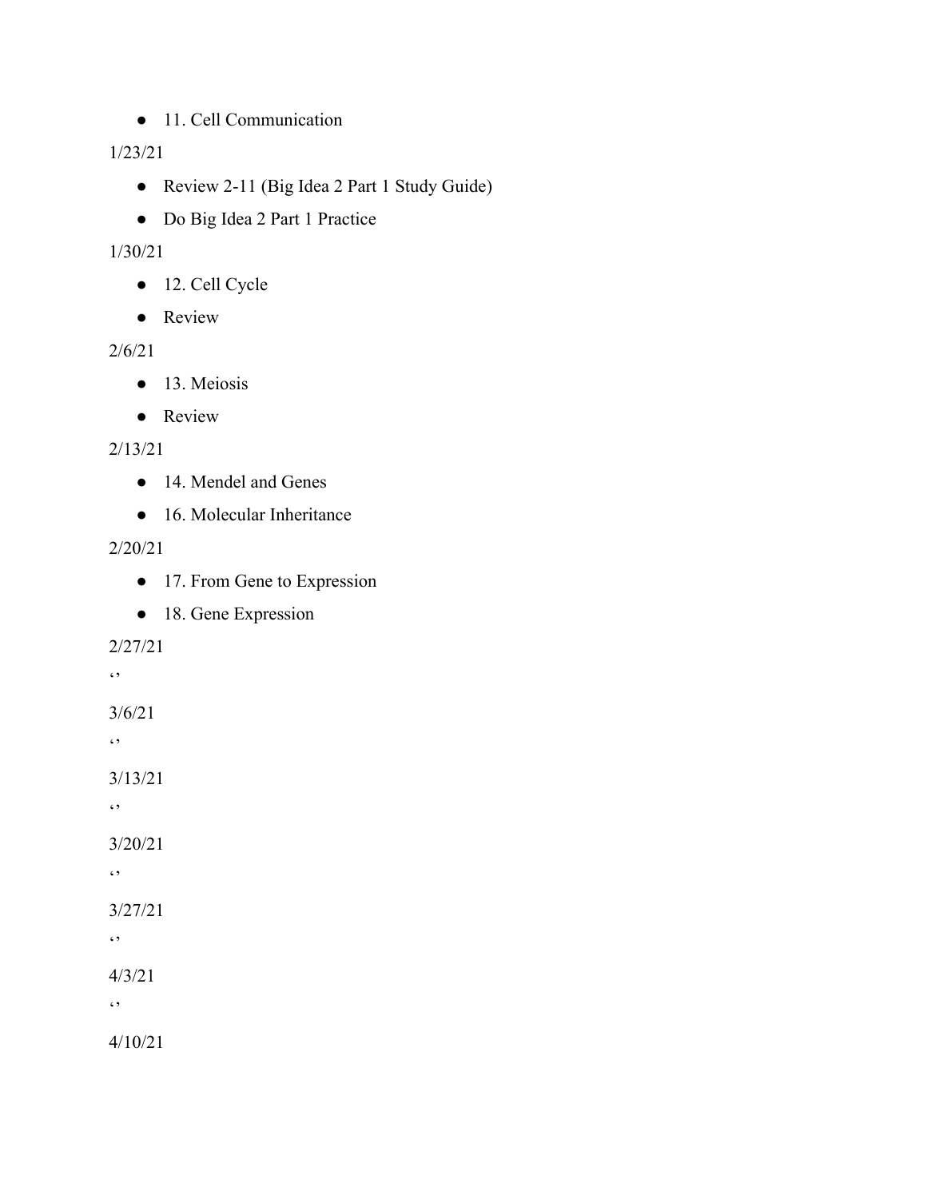- 11. Cell Communication

1/23/21

- Review 2-11 (Big Idea 2 Part 1 Study Guide)
- Do Big Idea 2 Part 1 Practice

1/30/21

- 12. Cell Cycle
- Review

2/6/21

- 13. Meiosis
- Review

2/13/21

- 14. Mendel and Genes
- 16. Molecular Inheritance

2/20/21

- 17. From Gene to Expression
- 18. Gene Expression

2/27/21

‘’

3/6/21

‘’

3/13/21

‘’

3/20/21

‘’

3/27/21

‘’

4/3/21

‘’

4/10/21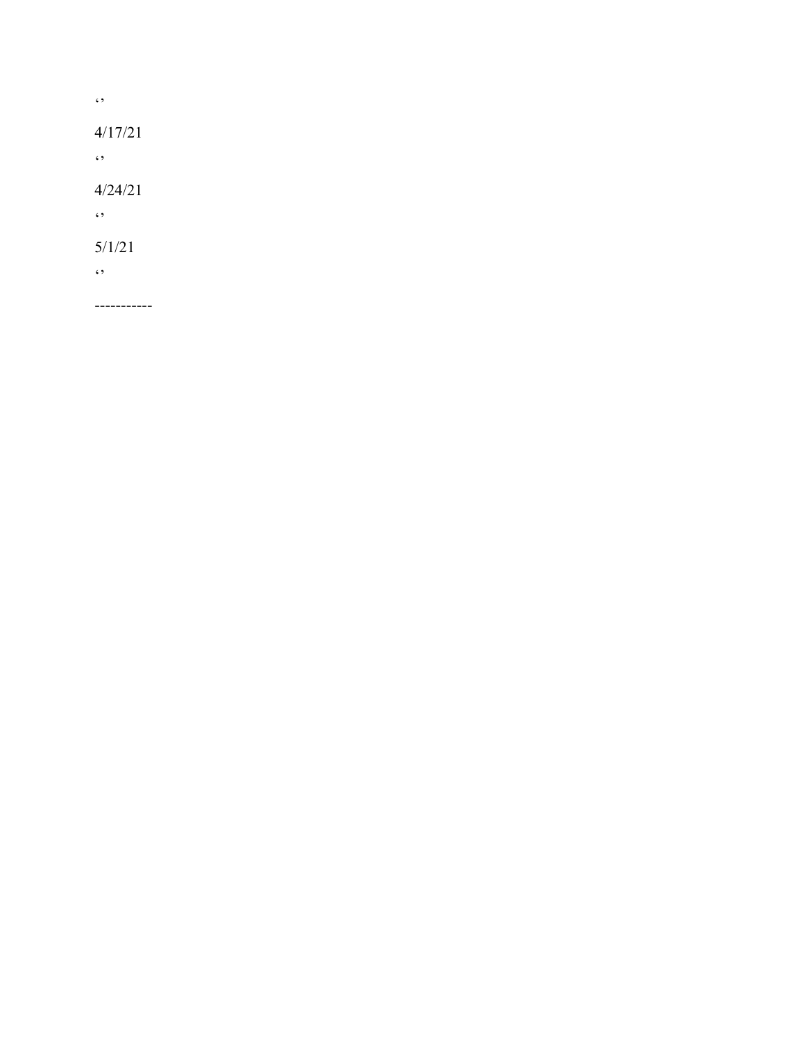‘’

4/17/21

‘’

4/24/21

‘’

5/1/21

‘’

-----------